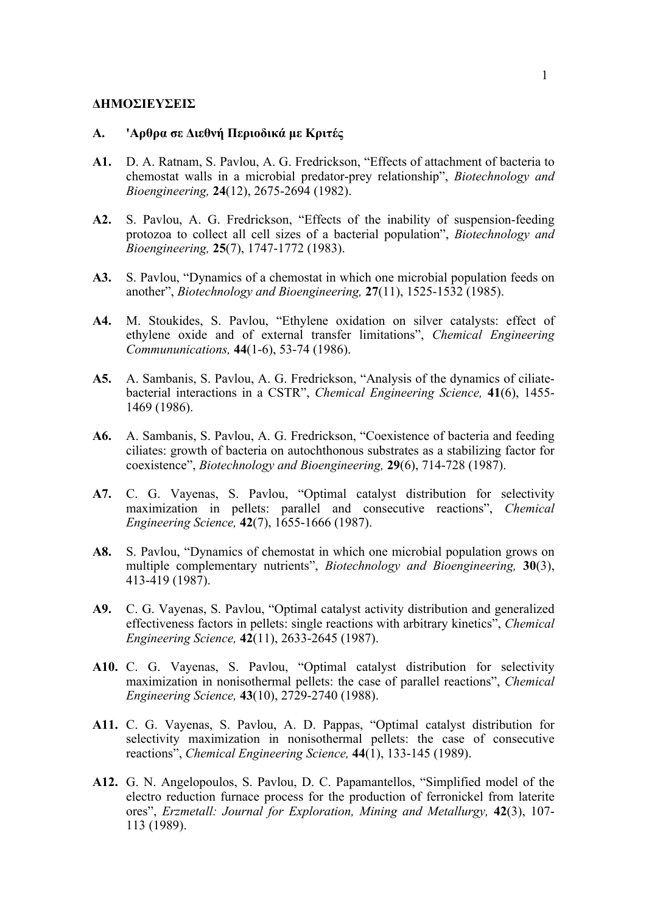**ΔΗΜΟΣΙΕΥΣΕΙΣ**

**A. 'Αρθρα σε Διεθνή Περιοδικά με Κριτές**

**A1.** D. A. Ratnam, S. Pavlou, A. G. Fredrickson, "Effects of attachment of bacteria to chemostat walls in a microbial predator-prey relationship", *Biotechnology and Bioengineering,* **24**(12), 2675-2694 (1982).

**A2.** S. Pavlou, A. G. Fredrickson, "Effects of the inability of suspension-feeding protozoa to collect all cell sizes of a bacterial population", *Biotechnology and Bioengineering,* **25**(7), 1747-1772 (1983).

**A3.** S. Pavlou, "Dynamics of a chemostat in which one microbial population feeds on another", *Biotechnology and Bioengineering,* **27**(11), 1525-1532 (1985).

**A4.** M. Stoukides, S. Pavlou, "Ethylene oxidation on silver catalysts: effect of ethylene oxide and of external transfer limitations", *Chemical Engineering Commununications,* **44**(1-6), 53-74 (1986).

**A5.** A. Sambanis, S. Pavlou, A. G. Fredrickson, "Analysis of the dynamics of ciliate-bacterial interactions in a CSTR", *Chemical Engineering Science,* **41**(6), 1455-1469 (1986).

**A6.** A. Sambanis, S. Pavlou, A. G. Fredrickson, "Coexistence of bacteria and feeding ciliates: growth of bacteria on autochthonous substrates as a stabilizing factor for coexistence", *Biotechnology and Bioengineering,* **29**(6), 714-728 (1987).

**A7.** C. G. Vayenas, S. Pavlou, "Optimal catalyst distribution for selectivity maximization in pellets: parallel and consecutive reactions", *Chemical Engineering Science,* **42**(7), 1655-1666 (1987).

**A8.** S. Pavlou, "Dynamics of chemostat in which one microbial population grows on multiple complementary nutrients", *Biotechnology and Bioengineering,* **30**(3), 413-419 (1987).

**A9.** C. G. Vayenas, S. Pavlou, "Optimal catalyst activity distribution and generalized effectiveness factors in pellets: single reactions with arbitrary kinetics", *Chemical Engineering Science,* **42**(11), 2633-2645 (1987).

**A10.** C. G. Vayenas, S. Pavlou, "Optimal catalyst distribution for selectivity maximization in nonisothermal pellets: the case of parallel reactions", *Chemical Engineering Science,* **43**(10), 2729-2740 (1988).

**A11.** C. G. Vayenas, S. Pavlou, A. D. Pappas, "Optimal catalyst distribution for selectivity maximization in nonisothermal pellets: the case of consecutive reactions", *Chemical Engineering Science,* **44**(1), 133-145 (1989).

**A12.** G. N. Angelopoulos, S. Pavlou, D. C. Papamantellos, "Simplified model of the electro reduction furnace process for the production of ferronickel from laterite ores", *Erzmetall: Journal for Exploration, Mining and Metallurgy,* **42**(3), 107-113 (1989).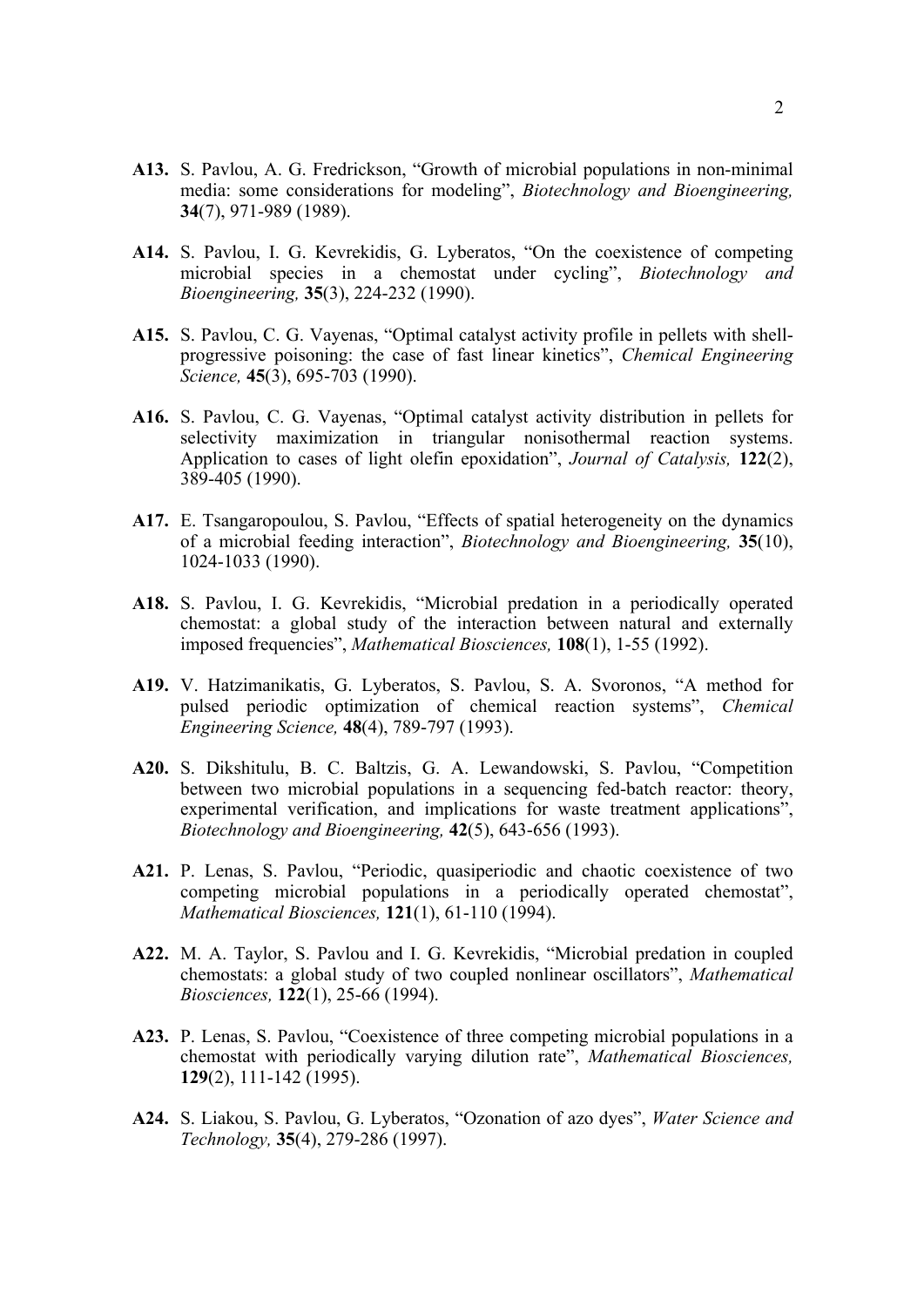**A13.** S. Pavlou, A. G. Fredrickson, "Growth of microbial populations in non-minimal media: some considerations for modeling", *Biotechnology and Bioengineering,* **34**(7), 971-989 (1989).

**A14.** S. Pavlou, I. G. Kevrekidis, G. Lyberatos, "On the coexistence of competing microbial species in a chemostat under cycling", *Biotechnology and Bioengineering,* **35**(3), 224-232 (1990).

**A15.** S. Pavlou, C. G. Vayenas, "Optimal catalyst activity profile in pellets with shell-progressive poisoning: the case of fast linear kinetics", *Chemical Engineering Science,* **45**(3), 695-703 (1990).

**A16.** S. Pavlou, C. G. Vayenas, "Optimal catalyst activity distribution in pellets for selectivity maximization in triangular nonisothermal reaction systems. Application to cases of light olefin epoxidation", *Journal of Catalysis,* **122**(2), 389-405 (1990).

**A17.** E. Tsangaropoulou, S. Pavlou, "Effects of spatial heterogeneity on the dynamics of a microbial feeding interaction", *Biotechnology and Bioengineering,* **35**(10), 1024-1033 (1990).

**A18.** S. Pavlou, I. G. Kevrekidis, "Microbial predation in a periodically operated chemostat: a global study of the interaction between natural and externally imposed frequencies", *Mathematical Biosciences,* **108**(1), 1-55 (1992).

**A19.** V. Hatzimanikatis, G. Lyberatos, S. Pavlou, S. A. Svoronos, "A method for pulsed periodic optimization of chemical reaction systems", *Chemical Engineering Science,* **48**(4), 789-797 (1993).

**A20.** S. Dikshitulu, B. C. Baltzis, G. A. Lewandowski, S. Pavlou, "Competition between two microbial populations in a sequencing fed-batch reactor: theory, experimental verification, and implications for waste treatment applications", *Biotechnology and Bioengineering,* **42**(5), 643-656 (1993).

**A21.** P. Lenas, S. Pavlou, "Periodic, quasiperiodic and chaotic coexistence of two competing microbial populations in a periodically operated chemostat", *Mathematical Biosciences,* **121**(1), 61-110 (1994).

**A22.** M. A. Taylor, S. Pavlou and I. G. Kevrekidis, "Microbial predation in coupled chemostats: a global study of two coupled nonlinear oscillators", *Mathematical Biosciences,* **122**(1), 25-66 (1994).

**A23.** P. Lenas, S. Pavlou, "Coexistence of three competing microbial populations in a chemostat with periodically varying dilution rate", *Mathematical Biosciences,* **129**(2), 111-142 (1995).

**A24.** S. Liakou, S. Pavlou, G. Lyberatos, "Ozonation of azo dyes", *Water Science and Technology,* **35**(4), 279-286 (1997).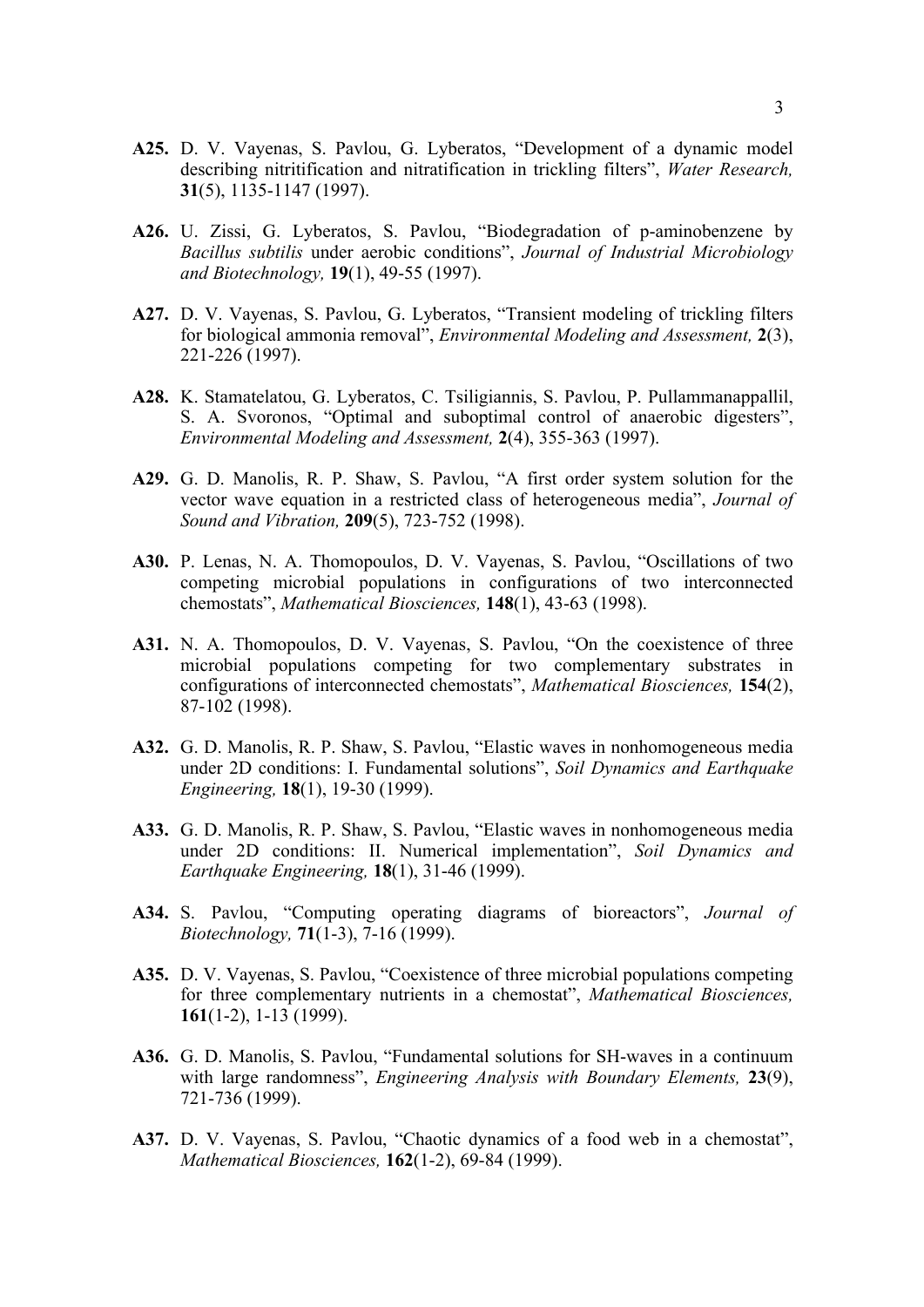**A25.** D. V. Vayenas, S. Pavlou, G. Lyberatos, "Development of a dynamic model describing nitritification and nitratification in trickling filters", *Water Research,* **31**(5), 1135-1147 (1997).

**A26.** U. Zissi, G. Lyberatos, S. Pavlou, "Biodegradation of p-aminobenzene by *Bacillus subtilis* under aerobic conditions", *Journal of Industrial Microbiology and Biotechnology,* **19**(1), 49-55 (1997).

**A27.** D. V. Vayenas, S. Pavlou, G. Lyberatos, "Transient modeling of trickling filters for biological ammonia removal", *Environmental Modeling and Assessment,* **2**(3), 221-226 (1997).

**A28.** K. Stamatelatou, G. Lyberatos, C. Tsiligiannis, S. Pavlou, P. Pullammanappallil, S. A. Svoronos, "Optimal and suboptimal control of anaerobic digesters", *Environmental Modeling and Assessment,* **2**(4), 355-363 (1997).

**A29.** G. D. Manolis, R. P. Shaw, S. Pavlou, "A first order system solution for the vector wave equation in a restricted class of heterogeneous media", *Journal of Sound and Vibration,* **209**(5), 723-752 (1998).

**A30.** P. Lenas, N. A. Thomopoulos, D. V. Vayenas, S. Pavlou, "Oscillations of two competing microbial populations in configurations of two interconnected chemostats", *Mathematical Biosciences,* **148**(1), 43-63 (1998).

**A31.** N. A. Thomopoulos, D. V. Vayenas, S. Pavlou, "On the coexistence of three microbial populations competing for two complementary substrates in configurations of interconnected chemostats", *Mathematical Biosciences,* **154**(2), 87-102 (1998).

**A32.** G. D. Manolis, R. P. Shaw, S. Pavlou, "Elastic waves in nonhomogeneous media under 2D conditions: I. Fundamental solutions", *Soil Dynamics and Earthquake Engineering,* **18**(1), 19-30 (1999).

**A33.** G. D. Manolis, R. P. Shaw, S. Pavlou, "Elastic waves in nonhomogeneous media under 2D conditions: II. Numerical implementation", *Soil Dynamics and Earthquake Engineering,* **18**(1), 31-46 (1999).

**A34.** S. Pavlou, "Computing operating diagrams of bioreactors", *Journal of Biotechnology,* **71**(1-3), 7-16 (1999).

**A35.** D. V. Vayenas, S. Pavlou, "Coexistence of three microbial populations competing for three complementary nutrients in a chemostat", *Mathematical Biosciences,* **161**(1-2), 1-13 (1999).

**A36.** G. D. Manolis, S. Pavlou, "Fundamental solutions for SH-waves in a continuum with large randomness", *Engineering Analysis with Boundary Elements,* **23**(9), 721-736 (1999).

**A37.** D. V. Vayenas, S. Pavlou, "Chaotic dynamics of a food web in a chemostat", *Mathematical Biosciences,* **162**(1-2), 69-84 (1999).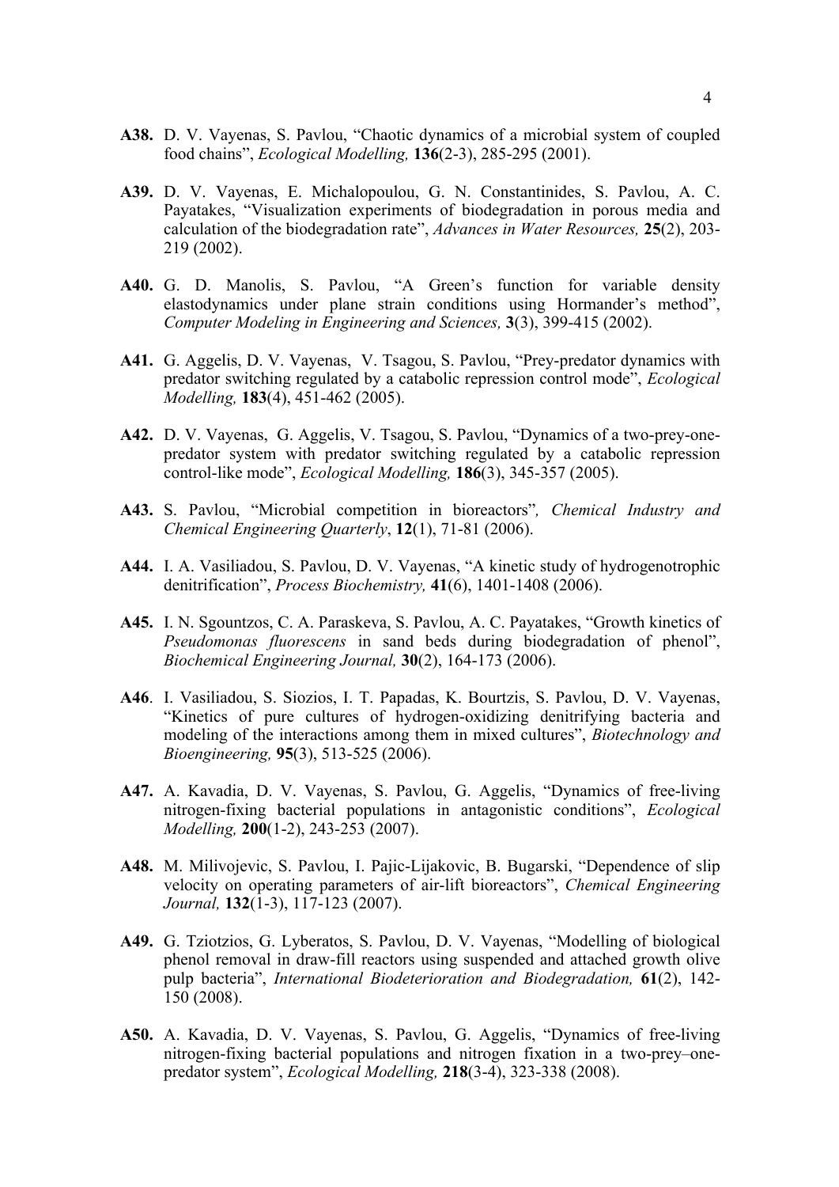**A38.** D. V. Vayenas, S. Pavlou, “Chaotic dynamics of a microbial system of coupled food chains”, *Ecological Modelling,* **136**(2-3), 285-295 (2001).

**A39.** D. V. Vayenas, E. Michalopoulou, G. N. Constantinides, S. Pavlou, A. C. Payatakes, “Visualization experiments of biodegradation in porous media and calculation of the biodegradation rate”, *Advances in Water Resources,* **25**(2), 203-219 (2002).

**A40.** G. D. Manolis, S. Pavlou, “A Green’s function for variable density elastodynamics under plane strain conditions using Hormander’s method”, *Computer Modeling in Engineering and Sciences,* **3**(3), 399-415 (2002).

**A41.** G. Aggelis, D. V. Vayenas, V. Tsagou, S. Pavlou, “Prey-predator dynamics with predator switching regulated by a catabolic repression control mode”, *Ecological Modelling,* **183**(4), 451-462 (2005).

**A42.** D. V. Vayenas, G. Aggelis, V. Tsagou, S. Pavlou, “Dynamics of a two-prey-one-predator system with predator switching regulated by a catabolic repression control-like mode”, *Ecological Modelling,* **186**(3), 345-357 (2005).

**A43.** S. Pavlou, “Microbial competition in bioreactors”*, Chemical Industry and Chemical Engineering Quarterly*, **12**(1), 71-81 (2006).

**A44.** I. A. Vasiliadou, S. Pavlou, D. V. Vayenas, “A kinetic study of hydrogenotrophic denitrification”, *Process Biochemistry,* **41**(6), 1401-1408 (2006).

**A45.** I. N. Sgountzos, C. A. Paraskeva, S. Pavlou, A. C. Payatakes, “Growth kinetics of *Pseudomonas fluorescens* in sand beds during biodegradation of phenol”, *Biochemical Engineering Journal,* **30**(2), 164-173 (2006).

**A46**. I. Vasiliadou, S. Siozios, I. T. Papadas, K. Bourtzis, S. Pavlou, D. V. Vayenas, “Kinetics of pure cultures of hydrogen-oxidizing denitrifying bacteria and modeling of the interactions among them in mixed cultures”, *Biotechnology and Bioengineering,* **95**(3), 513-525 (2006).

**A47.** A. Kavadia, D. V. Vayenas, S. Pavlou, G. Aggelis, “Dynamics of free-living nitrogen-fixing bacterial populations in antagonistic conditions”, *Ecological Modelling,* **200**(1-2), 243-253 (2007).

**A48.** M. Milivojevic, S. Pavlou, I. Pajic-Lijakovic, B. Bugarski, “Dependence of slip velocity on operating parameters of air-lift bioreactors”, *Chemical Engineering Journal,* **132**(1-3), 117-123 (2007).

**A49.** G. Tziotzios, G. Lyberatos, S. Pavlou, D. V. Vayenas, “Modelling of biological phenol removal in draw-fill reactors using suspended and attached growth olive pulp bacteria”, *International Biodeterioration and Biodegradation,* **61**(2), 142-150 (2008).

**A50.** A. Kavadia, D. V. Vayenas, S. Pavlou, G. Aggelis, “Dynamics of free-living nitrogen-fixing bacterial populations and nitrogen fixation in a two-prey–one-predator system”, *Ecological Modelling,* **218**(3-4), 323-338 (2008).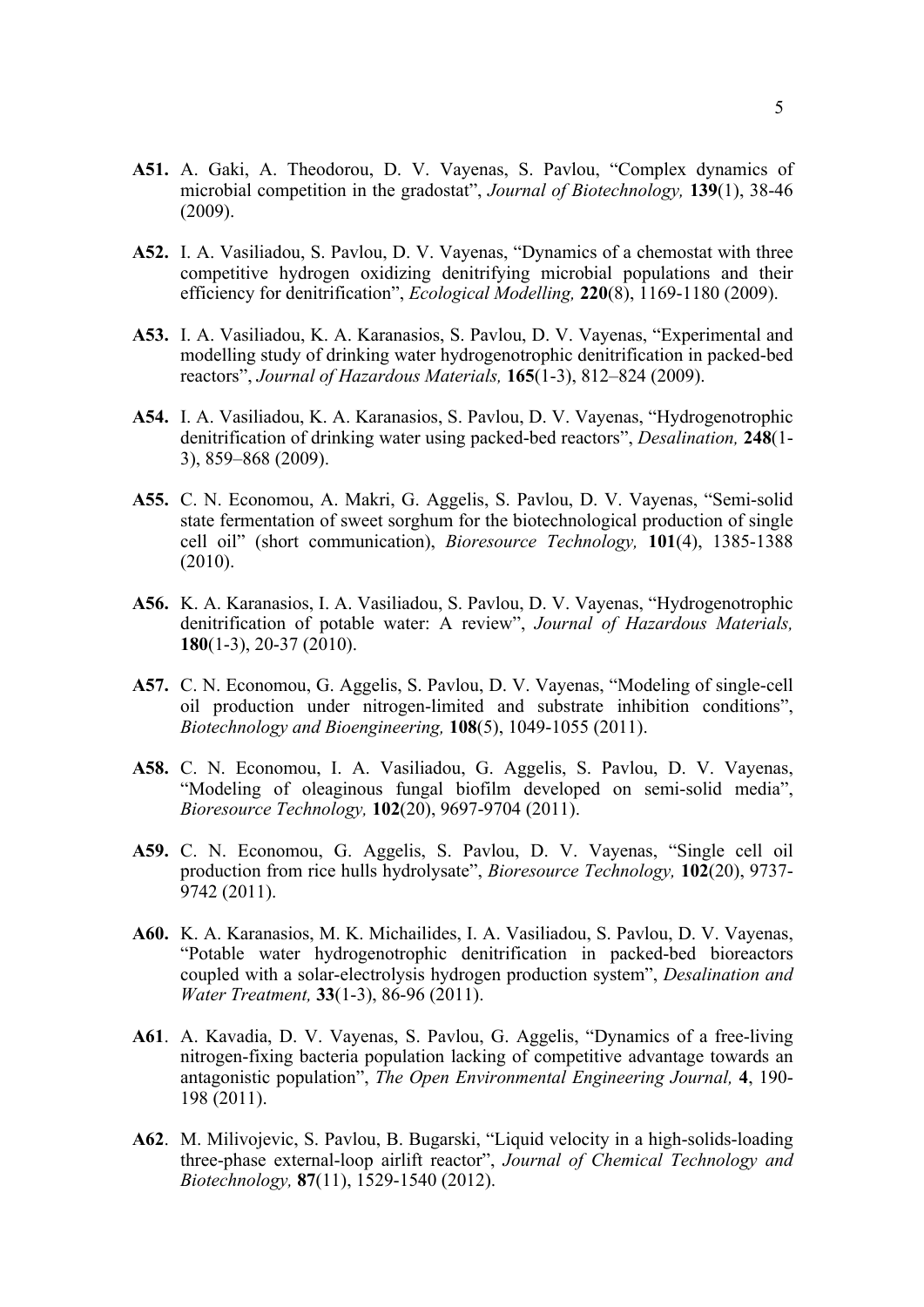**A51.** A. Gaki, A. Theodorou, D. V. Vayenas, S. Pavlou, "Complex dynamics of microbial competition in the gradostat", *Journal of Biotechnology,* **139**(1), 38-46 (2009).

**A52.** I. A. Vasiliadou, S. Pavlou, D. V. Vayenas, "Dynamics of a chemostat with three competitive hydrogen oxidizing denitrifying microbial populations and their efficiency for denitrification", *Ecological Modelling,* **220**(8), 1169-1180 (2009).

**A53.** I. A. Vasiliadou, K. A. Karanasios, S. Pavlou, D. V. Vayenas, "Experimental and modelling study of drinking water hydrogenotrophic denitrification in packed-bed reactors", *Journal of Hazardous Materials,* **165**(1-3), 812–824 (2009).

**A54.** I. A. Vasiliadou, K. A. Karanasios, S. Pavlou, D. V. Vayenas, "Hydrogenotrophic denitrification of drinking water using packed-bed reactors", *Desalination,* **248**(1-3), 859–868 (2009).

**A55.** C. N. Economou, A. Makri, G. Aggelis, S. Pavlou, D. V. Vayenas, "Semi-solid state fermentation of sweet sorghum for the biotechnological production of single cell oil" (short communication), *Bioresource Technology,* **101**(4), 1385-1388 (2010).

**A56.** K. A. Karanasios, I. A. Vasiliadou, S. Pavlou, D. V. Vayenas, "Hydrogenotrophic denitrification of potable water: A review", *Journal of Hazardous Materials,* **180**(1-3), 20-37 (2010).

**A57.** C. N. Economou, G. Aggelis, S. Pavlou, D. V. Vayenas, "Modeling of single-cell oil production under nitrogen-limited and substrate inhibition conditions", *Biotechnology and Bioengineering,* **108**(5), 1049-1055 (2011).

**A58.** C. N. Economou, I. A. Vasiliadou, G. Aggelis, S. Pavlou, D. V. Vayenas, "Modeling of oleaginous fungal biofilm developed on semi-solid media", *Bioresource Technology,* **102**(20), 9697-9704 (2011).

**A59.** C. N. Economou, G. Aggelis, S. Pavlou, D. V. Vayenas, "Single cell oil production from rice hulls hydrolysate", *Bioresource Technology,* **102**(20), 9737-9742 (2011).

**A60.** K. A. Karanasios, M. K. Michailides, I. A. Vasiliadou, S. Pavlou, D. V. Vayenas, "Potable water hydrogenotrophic denitrification in packed-bed bioreactors coupled with a solar-electrolysis hydrogen production system", *Desalination and Water Treatment,* **33**(1-3), 86-96 (2011).

**A61**. A. Kavadia, D. V. Vayenas, S. Pavlou, G. Aggelis, "Dynamics of a free-living nitrogen-fixing bacteria population lacking of competitive advantage towards an antagonistic population", *The Open Environmental Engineering Journal,* **4**, 190-198 (2011).

**A62**. M. Milivojevic, S. Pavlou, B. Bugarski, "Liquid velocity in a high-solids-loading three-phase external-loop airlift reactor", *Journal of Chemical Technology and Biotechnology,* **87**(11), 1529-1540 (2012).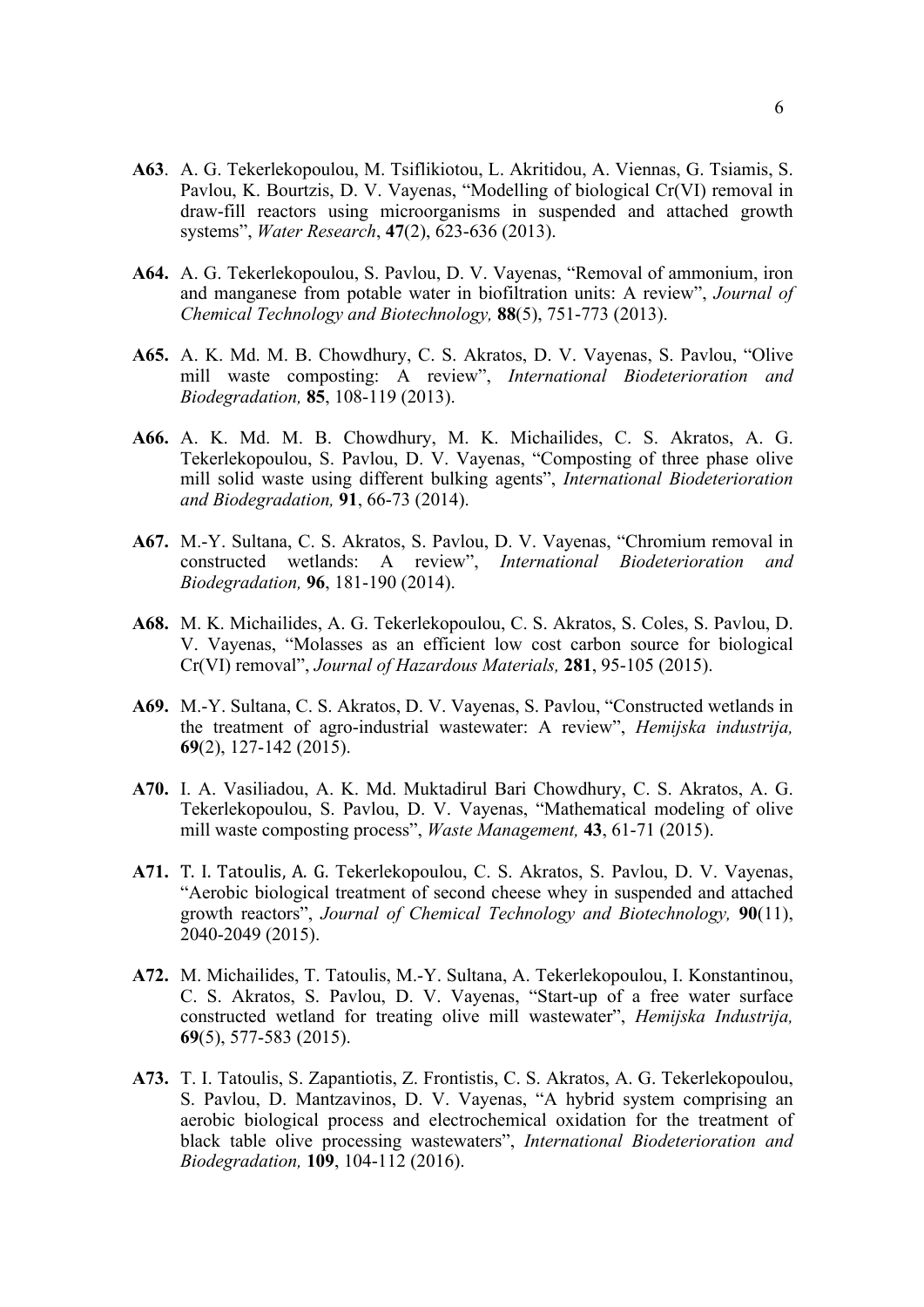**A63**. A. G. Tekerlekopoulou, M. Tsiflikiotou, L. Akritidou, A. Viennas, G. Tsiamis, S. Pavlou, K. Bourtzis, D. V. Vayenas, "Modelling of biological Cr(VI) removal in draw-fill reactors using microorganisms in suspended and attached growth systems", *Water Research*, **47**(2), 623-636 (2013).

**A64.** A. G. Tekerlekopoulou, S. Pavlou, D. V. Vayenas, "Removal of ammonium, iron and manganese from potable water in biofiltration units: A review", *Journal of Chemical Technology and Biotechnology,* **88**(5), 751-773 (2013).

**A65.** A. K. Md. M. B. Chowdhury, C. S. Akratos, D. V. Vayenas, S. Pavlou, "Olive mill waste composting: A review", *International Biodeterioration and Biodegradation,* **85**, 108-119 (2013).

**A66.** A. K. Md. M. B. Chowdhury, M. K. Michailides, C. S. Akratos, A. G. Tekerlekopoulou, S. Pavlou, D. V. Vayenas, "Composting of three phase olive mill solid waste using different bulking agents", *International Biodeterioration and Biodegradation,* **91**, 66-73 (2014).

**A67.** M.-Y. Sultana, C. S. Akratos, S. Pavlou, D. V. Vayenas, "Chromium removal in constructed wetlands: A review", *International Biodeterioration and Biodegradation,* **96**, 181-190 (2014).

**A68.** M. K. Michailides, A. G. Tekerlekopoulou, C. S. Akratos, S. Coles, S. Pavlou, D. V. Vayenas, "Molasses as an efficient low cost carbon source for biological Cr(VI) removal", *Journal of Hazardous Materials,* **281**, 95-105 (2015).

**A69.** M.-Y. Sultana, C. S. Akratos, D. V. Vayenas, S. Pavlou, "Constructed wetlands in the treatment of agro-industrial wastewater: A review", *Hemijska industrija,* **69**(2), 127-142 (2015).

**A70.** I. A. Vasiliadou, A. K. Md. Muktadirul Bari Chowdhury, C. S. Akratos, A. G. Tekerlekopoulou, S. Pavlou, D. V. Vayenas, "Mathematical modeling of olive mill waste composting process", *Waste Management,* **43**, 61-71 (2015).

**A71.** T. I. Tatoulis, A. G. Tekerlekopoulou, C. S. Akratos, S. Pavlou, D. V. Vayenas, "Aerobic biological treatment of second cheese whey in suspended and attached growth reactors", *Journal of Chemical Technology and Biotechnology,* **90**(11), 2040-2049 (2015).

**A72.** M. Michailides, T. Tatoulis, M.-Y. Sultana, A. Tekerlekopoulou, I. Konstantinou, C. S. Akratos, S. Pavlou, D. V. Vayenas, "Start-up of a free water surface constructed wetland for treating olive mill wastewater", *Hemijska Industrija,* **69**(5), 577-583 (2015).

**A73.** T. I. Tatoulis, S. Zapantiotis, Z. Frontistis, C. S. Akratos, A. G. Tekerlekopoulou, S. Pavlou, D. Mantzavinos, D. V. Vayenas, "A hybrid system comprising an aerobic biological process and electrochemical oxidation for the treatment of black table olive processing wastewaters", *International Biodeterioration and Biodegradation,* **109**, 104-112 (2016).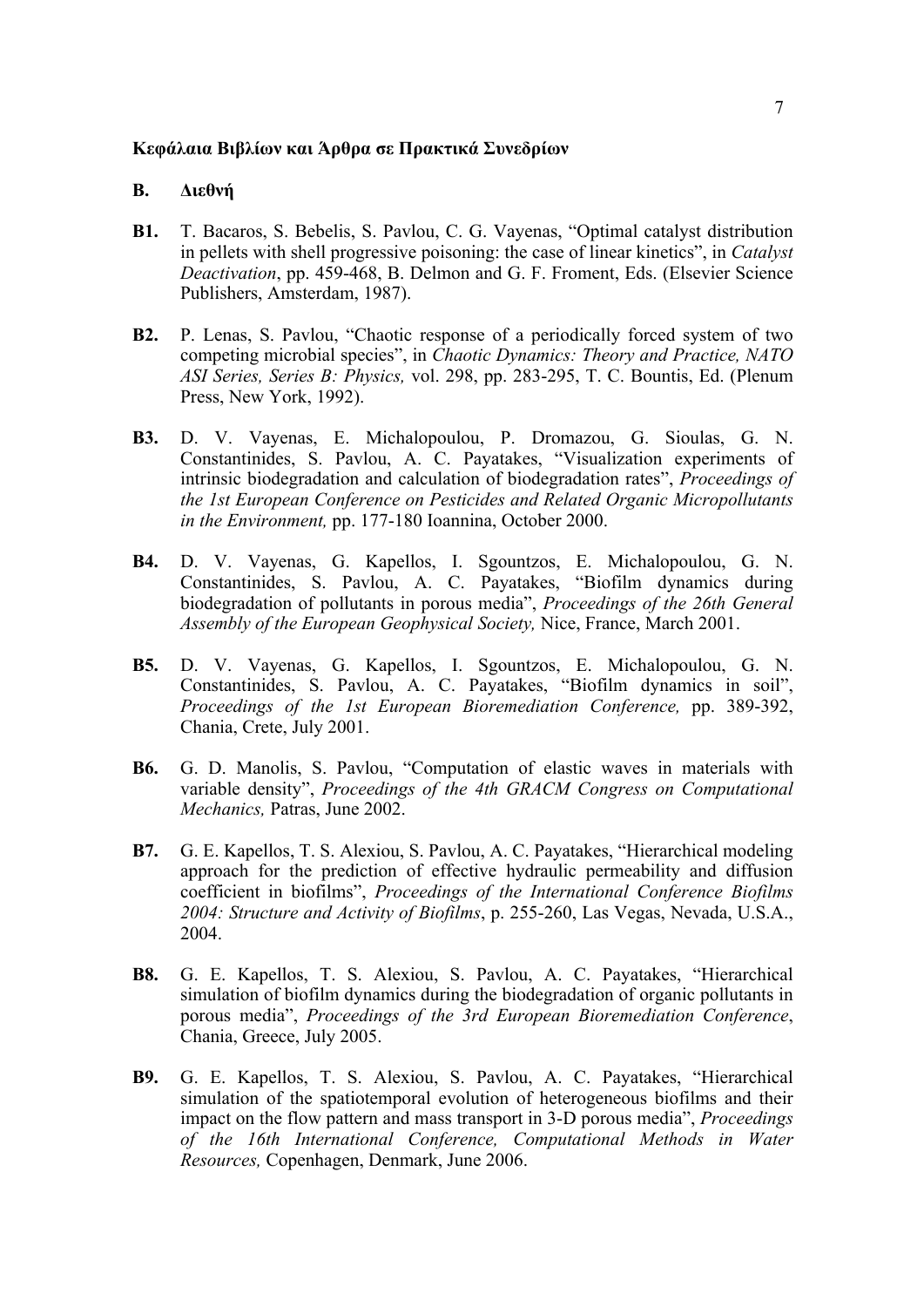**Κεφάλαια Βιβλίων και Άρθρα σε Πρακτικά Συνεδρίων**

**Β. Διεθνή**

**B1.** T. Bacaros, S. Bebelis, S. Pavlou, C. G. Vayenas, "Optimal catalyst distribution in pellets with shell progressive poisoning: the case of linear kinetics", in *Catalyst Deactivation*, pp. 459-468, B. Delmon and G. F. Froment, Eds. (Elsevier Science Publishers, Amsterdam, 1987).

**B2.** P. Lenas, S. Pavlou, "Chaotic response of a periodically forced system of two competing microbial species", in *Chaotic Dynamics: Theory and Practice, NATO ASI Series, Series B: Physics,* vol. 298, pp. 283-295, T. C. Bountis, Ed. (Plenum Press, New York, 1992).

**B3.** D. V. Vayenas, E. Michalopoulou, P. Dromazou, G. Sioulas, G. N. Constantinides, S. Pavlou, A. C. Payatakes, "Visualization experiments of intrinsic biodegradation and calculation of biodegradation rates", *Proceedings of the 1st European Conference on Pesticides and Related Organic Micropollutants in the Environment,* pp. 177-180 Ioannina, October 2000.

**B4.** D. V. Vayenas, G. Kapellos, I. Sgountzos, E. Michalopoulou, G. N. Constantinides, S. Pavlou, A. C. Payatakes, "Biofilm dynamics during biodegradation of pollutants in porous media", *Proceedings of the 26th General Assembly of the European Geophysical Society,* Nice, France, March 2001.

**B5.** D. V. Vayenas, G. Kapellos, I. Sgountzos, E. Michalopoulou, G. N. Constantinides, S. Pavlou, A. C. Payatakes, "Biofilm dynamics in soil", *Proceedings of the 1st European Bioremediation Conference,* pp. 389-392, Chania, Crete, July 2001.

**B6.** G. D. Manolis, S. Pavlou, "Computation of elastic waves in materials with variable density", *Proceedings of the 4th GRACM Congress on Computational Mechanics,* Patras, June 2002.

**B7.** G. E. Kapellos, T. S. Alexiou, S. Pavlou, A. C. Payatakes, "Hierarchical modeling approach for the prediction of effective hydraulic permeability and diffusion coefficient in biofilms", *Proceedings of the International Conference Biofilms 2004: Structure and Activity of Biofilms*, p. 255-260, Las Vegas, Nevada, U.S.A., 2004.

**B8.** G. E. Kapellos, T. S. Alexiou, S. Pavlou, A. C. Payatakes, "Hierarchical simulation of biofilm dynamics during the biodegradation of organic pollutants in porous media", *Proceedings of the 3rd European Bioremediation Conference*, Chania, Greece, July 2005.

**B9.** G. E. Kapellos, T. S. Alexiou, S. Pavlou, A. C. Payatakes, "Hierarchical simulation of the spatiotemporal evolution of heterogeneous biofilms and their impact on the flow pattern and mass transport in 3-D porous media", *Proceedings of the 16th International Conference, Computational Methods in Water Resources,* Copenhagen, Denmark, June 2006.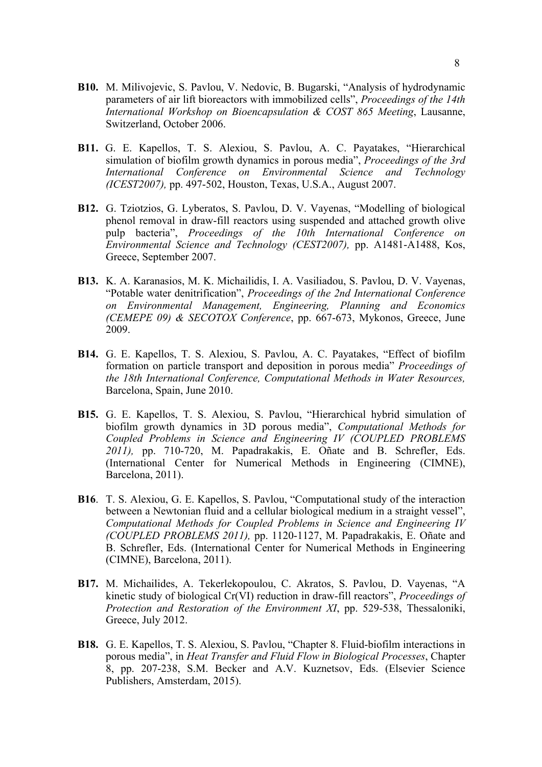**B10.** M. Milivojevic, S. Pavlou, V. Nedovic, B. Bugarski, "Analysis of hydrodynamic parameters of air lift bioreactors with immobilized cells", *Proceedings of the 14th International Workshop on Bioencapsulation & COST 865 Meeting*, Lausanne, Switzerland, October 2006.

**B11.** G. E. Kapellos, T. S. Alexiou, S. Pavlou, A. C. Payatakes, "Hierarchical simulation of biofilm growth dynamics in porous media", *Proceedings of the 3rd International Conference on Environmental Science and Technology (ICEST2007),* pp. 497-502, Houston, Texas, U.S.A., August 2007.

**B12.** G. Tziotzios, G. Lyberatos, S. Pavlou, D. V. Vayenas, "Modelling of biological phenol removal in draw-fill reactors using suspended and attached growth olive pulp bacteria", *Proceedings of the 10th International Conference on Environmental Science and Technology (CEST2007),* pp. A1481-A1488, Kos, Greece, September 2007.

**B13.** K. A. Karanasios, M. K. Michailidis, I. A. Vasiliadou, S. Pavlou, D. V. Vayenas, "Potable water denitrification", *Proceedings of the 2nd International Conference on Environmental Management, Engineering, Planning and Economics (CEMEPE 09) & SECOTOX Conference*, pp. 667-673, Mykonos, Greece, June 2009.

**B14.** G. E. Kapellos, T. S. Alexiou, S. Pavlou, A. C. Payatakes, "Effect of biofilm formation on particle transport and deposition in porous media" *Proceedings of the 18th International Conference, Computational Methods in Water Resources,* Barcelona, Spain, June 2010.

**B15.** G. E. Kapellos, T. S. Alexiou, S. Pavlou, "Hierarchical hybrid simulation of biofilm growth dynamics in 3D porous media", *Computational Methods for Coupled Problems in Science and Engineering IV (COUPLED PROBLEMS 2011),* pp. 710-720, M. Papadrakakis, E. Oñate and B. Schrefler, Eds. (International Center for Numerical Methods in Engineering (CIMNE), Barcelona, 2011).

**B16**. T. S. Alexiou, G. E. Kapellos, S. Pavlou, "Computational study of the interaction between a Newtonian fluid and a cellular biological medium in a straight vessel", *Computational Methods for Coupled Problems in Science and Engineering IV (COUPLED PROBLEMS 2011),* pp. 1120-1127, M. Papadrakakis, E. Oñate and B. Schrefler, Eds. (International Center for Numerical Methods in Engineering (CIMNE), Barcelona, 2011).

**B17.** M. Michailides, A. Tekerlekopoulou, C. Akratos, S. Pavlou, D. Vayenas, "A kinetic study of biological Cr(VI) reduction in draw-fill reactors", *Proceedings of Protection and Restoration of the Environment XI*, pp. 529-538, Thessaloniki, Greece, July 2012.

**B18.** G. E. Kapellos, T. S. Alexiou, S. Pavlou, "Chapter 8. Fluid-biofilm interactions in porous media", in *Heat Transfer and Fluid Flow in Biological Processes*, Chapter 8, pp. 207-238, S.M. Becker and A.V. Kuznetsov, Eds. (Elsevier Science Publishers, Amsterdam, 2015).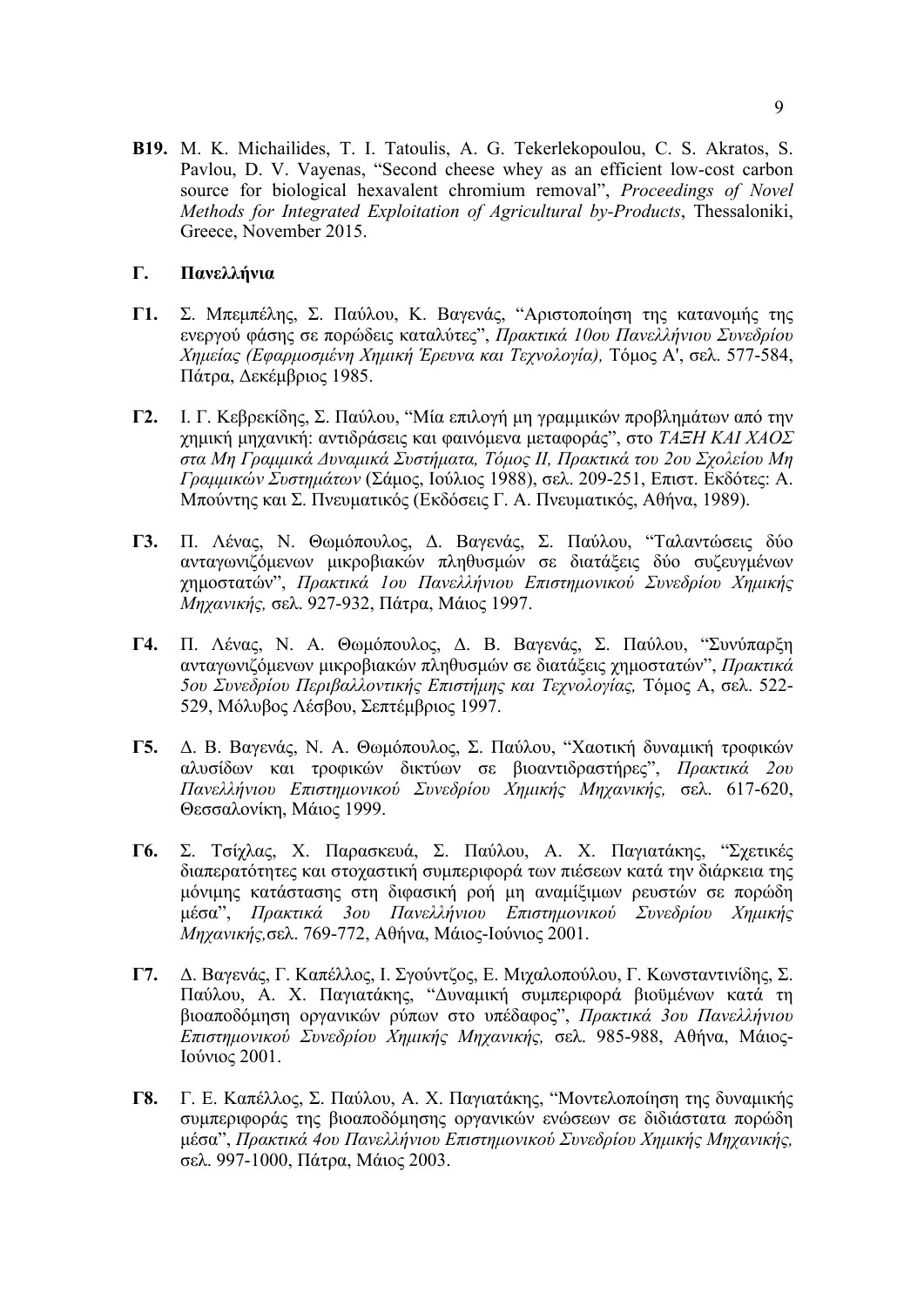**B19.** M. K. Michailides, T. I. Tatoulis, A. G. Tekerlekopoulou, C. S. Akratos, S. Pavlou, D. V. Vayenas, "Second cheese whey as an efficient low-cost carbon source for biological hexavalent chromium removal", *Proceedings of Novel Methods for Integrated Exploitation of Agricultural by-Products*, Thessaloniki, Greece, November 2015.

## Γ. Πανελλήνια

**Γ1.** Σ. Μπεμπέλης, Σ. Παύλου, Κ. Βαγενάς, "Αριστοποίηση της κατανομής της ενεργού φάσης σε πορώδεις καταλύτες", *Πρακτικά 10ου Πανελλήνιου Συνεδρίου Χημείας (Εφαρμοσμένη Χημική Έρευνα και Τεχνολογία),* Τόμος A', σελ. 577-584, Πάτρα, Δεκέμβριος 1985.

**Γ2.** Ι. Γ. Κεβρεκίδης, Σ. Παύλου, "Μία επιλογή μη γραμμικών προβλημάτων από την χημική μηχανική: αντιδράσεις και φαινόμενα μεταφοράς", στο *ΤΑΞΗ ΚΑΙ ΧΑΟΣ στα Μη Γραμμικά Δυναμικά Συστήματα, Τόμος ΙΙ, Πρακτικά του 2ου Σχολείου Μη Γραμμικών Συστημάτων* (Σάμος, Ιούλιος 1988), σελ. 209-251, Επιστ. Εκδότες: Α. Μπούντης και Σ. Πνευματικός (Εκδόσεις Γ. Α. Πνευματικός, Αθήνα, 1989).

**Γ3.** Π. Λένας, Ν. Θωμόπουλος, Δ. Βαγενάς, Σ. Παύλου, "Ταλαντώσεις δύο ανταγωνιζόμενων μικροβιακών πληθυσμών σε διατάξεις δύο συζευγμένων χημοστατών", *Πρακτικά 1ου Πανελλήνιου Επιστημονικού Συνεδρίου Χημικής Μηχανικής,* σελ. 927-932, Πάτρα, Μάιος 1997.

**Γ4.** Π. Λένας, Ν. Α. Θωμόπουλος, Δ. Β. Βαγενάς, Σ. Παύλου, "Συνύπαρξη ανταγωνιζόμενων μικροβιακών πληθυσμών σε διατάξεις χημοστατών", *Πρακτικά 5ου Συνεδρίου Περιβαλλοντικής Επιστήμης και Τεχνολογίας,* Τόμος Α, σελ. 522-529, Μόλυβος Λέσβου, Σεπτέμβριος 1997.

**Γ5.** Δ. Β. Βαγενάς, Ν. Α. Θωμόπουλος, Σ. Παύλου, "Χαοτική δυναμική τροφικών αλυσίδων και τροφικών δικτύων σε βιοαντιδραστήρες", *Πρακτικά 2ου Πανελλήνιου Επιστημονικού Συνεδρίου Χημικής Μηχανικής,* σελ. 617-620, Θεσσαλονίκη, Μάιος 1999.

**Γ6.** Σ. Τσίχλας, Χ. Παρασκευά, Σ. Παύλου, Α. Χ. Παγιατάκης, "Σχετικές διαπερατότητες και στοχαστική συμπεριφορά των πιέσεων κατά την διάρκεια της μόνιμης κατάστασης στη διφασική ροή μη αναμίξιμων ρευστών σε πορώδη μέσα", *Πρακτικά 3ου Πανελλήνιου Επιστημονικού Συνεδρίου Χημικής Μηχανικής,*σελ. 769-772, Αθήνα, Μάιος-Ιούνιος 2001.

**Γ7.** Δ. Βαγενάς, Γ. Καπέλλος, Ι. Σγούντζος, Ε. Μιχαλοπούλου, Γ. Κωνσταντινίδης, Σ. Παύλου, Α. Χ. Παγιατάκης, "Δυναμική συμπεριφορά βιοϋμένων κατά τη βιοαποδόμηση οργανικών ρύπων στο υπέδαφος", *Πρακτικά 3ου Πανελλήνιου Επιστημονικού Συνεδρίου Χημικής Μηχανικής,* σελ. 985-988, Αθήνα, Μάιος-Ιούνιος 2001.

**Γ8.** Γ. Ε. Καπέλλος, Σ. Παύλου, Α. Χ. Παγιατάκης, "Μοντελοποίηση της δυναμικής συμπεριφοράς της βιοαποδόμησης οργανικών ενώσεων σε διδιάστατα πορώδη μέσα", *Πρακτικά 4ου Πανελλήνιου Επιστημονικού Συνεδρίου Χημικής Μηχανικής,* σελ. 997-1000, Πάτρα, Μάιος 2003.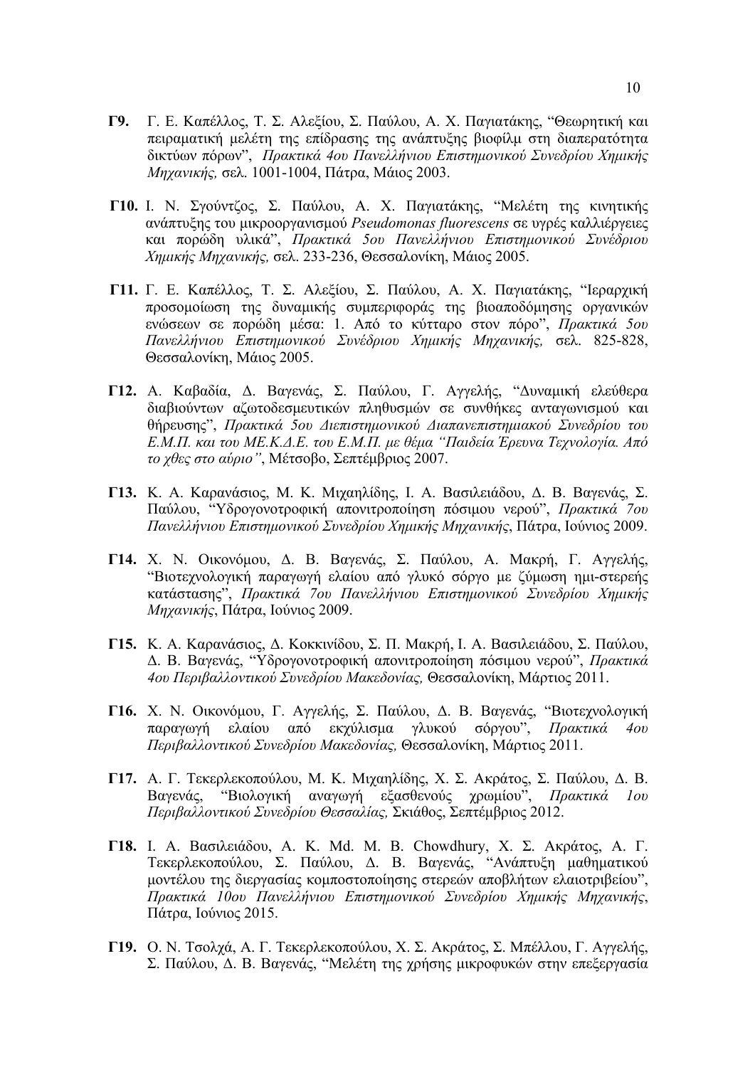**Γ9.** Γ. Ε. Καπέλλος, Τ. Σ. Αλεξίου, Σ. Παύλου, Α. Χ. Παγιατάκης, "Θεωρητική και πειραματική μελέτη της επίδρασης της ανάπτυξης βιοφίλμ στη διαπερατότητα δικτύων πόρων", *Πρακτικά 4ου Πανελλήνιου Επιστημονικού Συνεδρίου Χημικής Μηχανικής,* σελ. 1001-1004, Πάτρα, Μάιος 2003.

**Γ10.** Ι. Ν. Σγούντζος, Σ. Παύλου, Α. Χ. Παγιατάκης, "Μελέτη της κινητικής ανάπτυξης του μικροοργανισμού *Pseudomonas fluorescens* σε υγρές καλλιέργειες και πορώδη υλικά", *Πρακτικά 5ου Πανελλήνιου Επιστημονικού Συνέδριου Χημικής Μηχανικής,* σελ. 233-236, Θεσσαλονίκη, Μάιος 2005.

**Γ11.** Γ. Ε. Καπέλλος, Τ. Σ. Αλεξίου, Σ. Παύλου, Α. Χ. Παγιατάκης, "Ιεραρχική προσομοίωση της δυναμικής συμπεριφοράς της βιοαποδόμησης οργανικών ενώσεων σε πορώδη μέσα: 1. Από το κύτταρο στον πόρο", *Πρακτικά 5ου Πανελλήνιου Επιστημονικού Συνέδριου Χημικής Μηχανικής,* σελ. 825-828, Θεσσαλονίκη, Μάιος 2005.

**Γ12.** Α. Καβαδία, Δ. Βαγενάς, Σ. Παύλου, Γ. Αγγελής, "Δυναμική ελεύθερα διαβιούντων αζωτοδεσμευτικών πληθυσμών σε συνθήκες ανταγωνισμού και θήρευσης", *Πρακτικά 5ου Διεπιστημονικού Διαπανεπιστημιακού Συνεδρίου του Ε.Μ.Π. και του ΜΕ.Κ.Δ.Ε. του Ε.Μ.Π. με θέμα "Παιδεία Έρευνα Τεχνολογία. Από το χθες στο αύριο"*, Μέτσοβο, Σεπτέμβριος 2007.

**Γ13.** Κ. Α. Καρανάσιος, Μ. Κ. Μιχαηλίδης, Ι. Α. Βασιλειάδου, Δ. Β. Βαγενάς, Σ. Παύλου, "Υδρογονοτροφική απονιτροποίηση πόσιμου νερού", *Πρακτικά 7ου Πανελλήνιου Επιστημονικού Συνεδρίου Χημικής Μηχανικής*, Πάτρα, Ιούνιος 2009.

**Γ14.** Χ. Ν. Οικονόμου, Δ. Β. Βαγενάς, Σ. Παύλου, Α. Μακρή, Γ. Αγγελής, "Βιοτεχνολογική παραγωγή ελαίου από γλυκό σόργο με ζύμωση ημι-στερεής κατάστασης", *Πρακτικά 7ου Πανελλήνιου Επιστημονικού Συνεδρίου Χημικής Μηχανικής*, Πάτρα, Ιούνιος 2009.

**Γ15.** Κ. Α. Καρανάσιος, Δ. Κοκκινίδου, Σ. Π. Μακρή, Ι. Α. Βασιλειάδου, Σ. Παύλου, Δ. Β. Βαγενάς, "Υδρογονοτροφική απονιτροποίηση πόσιμου νερού", *Πρακτικά 4ου Περιβαλλοντικού Συνεδρίου Μακεδονίας,* Θεσσαλονίκη, Μάρτιος 2011.

**Γ16.** Χ. Ν. Οικονόμου, Γ. Αγγελής, Σ. Παύλου, Δ. Β. Βαγενάς, "Βιοτεχνολογική παραγωγή ελαίου από εκχύλισμα γλυκού σόργου", *Πρακτικά 4ου Περιβαλλοντικού Συνεδρίου Μακεδονίας,* Θεσσαλονίκη, Μάρτιος 2011.

**Γ17.** Α. Γ. Τεκερλεκοπούλου, Μ. Κ. Μιχαηλίδης, Χ. Σ. Ακράτος, Σ. Παύλου, Δ. Β. Βαγενάς, "Βιολογική αναγωγή εξασθενούς χρωμίου", *Πρακτικά 1ου Περιβαλλοντικού Συνεδρίου Θεσσαλίας,* Σκιάθος, Σεπτέμβριος 2012.

**Γ18.** Ι. Α. Βασιλειάδου, Α. Κ. Md. M. B. Chowdhury, Χ. Σ. Ακράτος, Α. Γ. Τεκερλεκοπούλου, Σ. Παύλου, Δ. Β. Βαγενάς, "Ανάπτυξη μαθηματικού μοντέλου της διεργασίας κομποστοποίησης στερεών αποβλήτων ελαιοτριβείου", *Πρακτικά 10ου Πανελλήνιου Επιστημονικού Συνεδρίου Χημικής Μηχανικής*, Πάτρα, Ιούνιος 2015.

**Γ19.** Ο. Ν. Τσολχά, Α. Γ. Τεκερλεκοπούλου, Χ. Σ. Ακράτος, Σ. Μπέλλου, Γ. Αγγελής, Σ. Παύλου, Δ. Β. Βαγενάς, "Μελέτη της χρήσης μικροφυκών στην επεξεργασία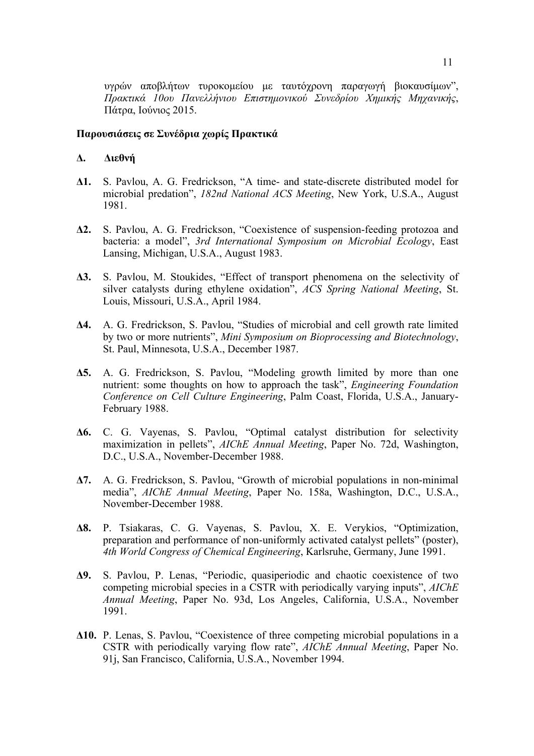υγρών αποβλήτων τυροκομείου με ταυτόχρονη παραγωγή βιοκαυσίμων", *Πρακτικά 10ου Πανελλήνιου Επιστημονικού Συνεδρίου Χημικής Μηχανικής*, Πάτρα, Ιούνιος 2015.

**Παρουσιάσεις σε Συνέδρια χωρίς Πρακτικά**

**Δ. Διεθνή**

**Δ1.** S. Pavlou, A. G. Fredrickson, "A time- and state-discrete distributed model for microbial predation", *182nd National ACS Meeting*, New York, U.S.A., August 1981.

**Δ2.** S. Pavlou, A. G. Fredrickson, "Coexistence of suspension-feeding protozoa and bacteria: a model", *3rd International Symposium on Microbial Ecology*, East Lansing, Michigan, U.S.A., August 1983.

**Δ3.** S. Pavlou, M. Stoukides, "Effect of transport phenomena on the selectivity of silver catalysts during ethylene oxidation", *ACS Spring National Meeting*, St. Louis, Missouri, U.S.A., April 1984.

**Δ4.** A. G. Fredrickson, S. Pavlou, "Studies of microbial and cell growth rate limited by two or more nutrients", *Mini Symposium on Bioprocessing and Biotechnology*, St. Paul, Minnesota, U.S.A., December 1987.

**Δ5.** A. G. Fredrickson, S. Pavlou, "Modeling growth limited by more than one nutrient: some thoughts on how to approach the task", *Engineering Foundation Conference on Cell Culture Engineering*, Palm Coast, Florida, U.S.A., January-February 1988.

**Δ6.** C. G. Vayenas, S. Pavlou, "Optimal catalyst distribution for selectivity maximization in pellets", *AIChE Annual Meeting*, Paper No. 72d, Washington, D.C., U.S.A., November-December 1988.

**Δ7.** A. G. Fredrickson, S. Pavlou, "Growth of microbial populations in non-minimal media", *AIChE Annual Meeting*, Paper No. 158a, Washington, D.C., U.S.A., November-December 1988.

**Δ8.** P. Tsiakaras, C. G. Vayenas, S. Pavlou, X. E. Verykios, "Optimization, preparation and performance of non-uniformly activated catalyst pellets" (poster), *4th World Congress of Chemical Engineering*, Karlsruhe, Germany, June 1991.

**Δ9.** S. Pavlou, P. Lenas, "Periodic, quasiperiodic and chaotic coexistence of two competing microbial species in a CSTR with periodically varying inputs", *AIChE Annual Meeting*, Paper No. 93d, Los Angeles, California, U.S.A., November 1991.

**Δ10.** P. Lenas, S. Pavlou, "Coexistence of three competing microbial populations in a CSTR with periodically varying flow rate", *AIChE Annual Meeting*, Paper No. 91j, San Francisco, California, U.S.A., November 1994.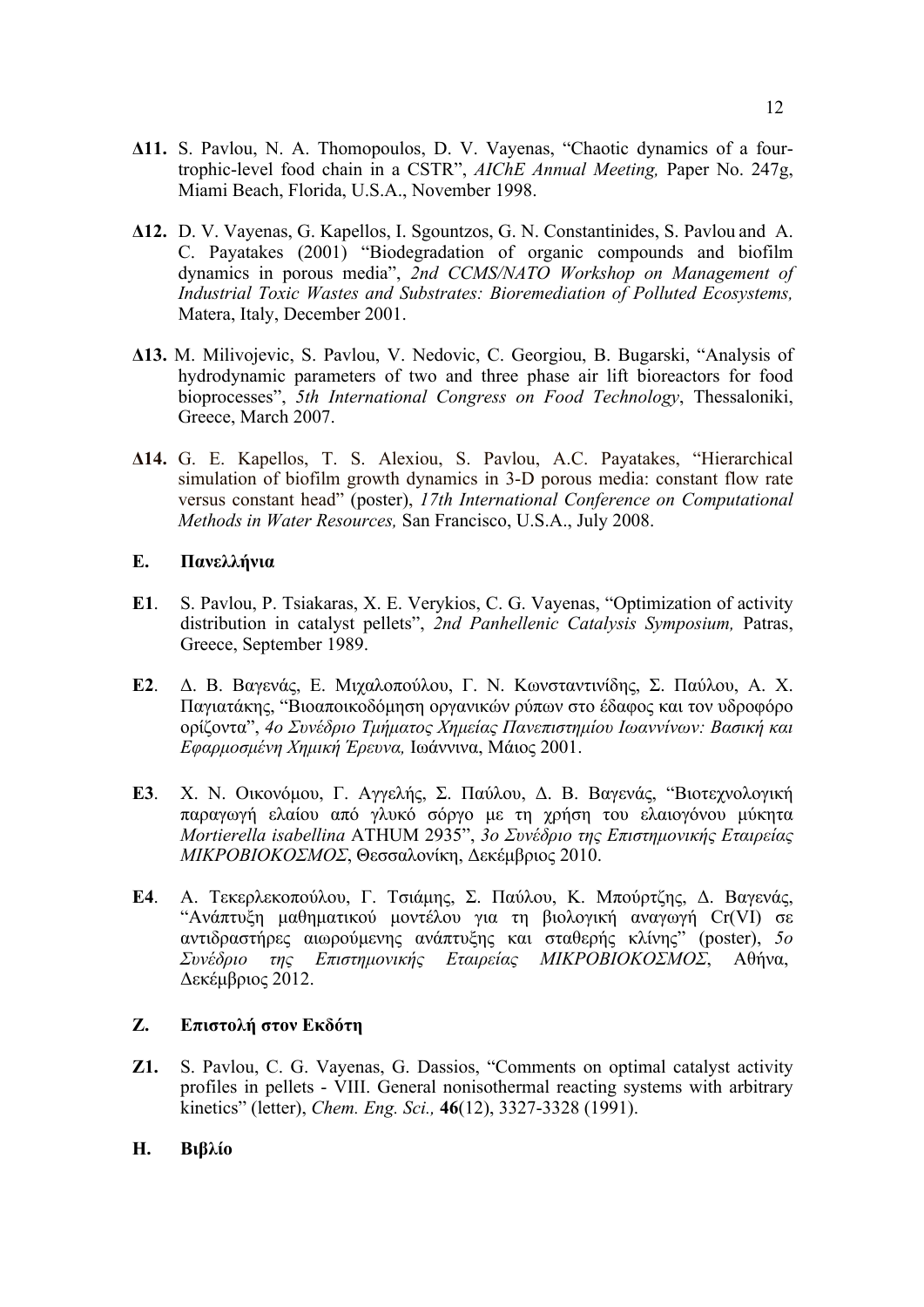**Δ11.** S. Pavlou, N. A. Thomopoulos, D. V. Vayenas, "Chaotic dynamics of a four-trophic-level food chain in a CSTR", *AIChE Annual Meeting,* Paper No. 247g, Miami Beach, Florida, U.S.A., November 1998.

**Δ12.** D. V. Vayenas, G. Kapellos, I. Sgountzos, G. N. Constantinides, S. Pavlou and A. C. Payatakes (2001) "Biodegradation of organic compounds and biofilm dynamics in porous media", *2nd CCMS/NATO Workshop on Management of Industrial Toxic Wastes and Substrates: Bioremediation of Polluted Ecosystems,* Matera, Italy, December 2001.

**Δ13.** M. Milivojevic, S. Pavlou, V. Nedovic, C. Georgiou, B. Bugarski, "Analysis of hydrodynamic parameters of two and three phase air lift bioreactors for food bioprocesses", *5th International Congress on Food Technology*, Thessaloniki, Greece, March 2007.

**Δ14.** G. E. Kapellos, T. S. Alexiou, S. Pavlou, A.C. Payatakes, "Hierarchical simulation of biofilm growth dynamics in 3-D porous media: constant flow rate versus constant head" (poster), *17th International Conference on Computational Methods in Water Resources,* San Francisco, U.S.A., July 2008.

## Ε. Πανελλήνια

**Ε1**. S. Pavlou, P. Tsiakaras, X. E. Verykios, C. G. Vayenas, "Optimization of activity distribution in catalyst pellets", *2nd Panhellenic Catalysis Symposium,* Patras, Greece, September 1989.

**Ε2**. Δ. Β. Βαγενάς, Ε. Μιχαλοπούλου, Γ. Ν. Κωνσταντινίδης, Σ. Παύλου, Α. Χ. Παγιατάκης, "Βιοαποικοδόμηση οργανικών ρύπων στο έδαφος και τον υδροφόρο ορίζοντα", *4ο Συνέδριο Τμήματος Χημείας Πανεπιστημίου Ιωαννίνων: Βασική και Εφαρμοσμένη Χημική Έρευνα,* Ιωάννινα, Μάιος 2001.

**Ε3**. Χ. Ν. Οικονόμου, Γ. Αγγελής, Σ. Παύλου, Δ. Β. Βαγενάς, "Βιοτεχνολογική παραγωγή ελαίου από γλυκό σόργο με τη χρήση του ελαιογόνου μύκητα *Mortierella isabellina* ATHUM 2935", *3ο Συνέδριο της Επιστημονικής Εταιρείας ΜΙΚΡΟΒΙΟΚΟΣΜΟΣ*, Θεσσαλονίκη, Δεκέμβριος 2010.

**Ε4**. Α. Τεκερλεκοπούλου, Γ. Τσιάμης, Σ. Παύλου, Κ. Μπούρτζης, Δ. Βαγενάς, "Ανάπτυξη μαθηματικού μοντέλου για τη βιολογική αναγωγή Cr(VI) σε αντιδραστήρες αιωρούμενης ανάπτυξης και σταθερής κλίνης" (poster), *5ο Συνέδριο της Επιστημονικής Εταιρείας ΜΙΚΡΟΒΙΟΚΟΣΜΟΣ*, Αθήνα, Δεκέμβριος 2012.

## Ζ. Επιστολή στον Εκδότη

**Ζ1.** S. Pavlou, C. G. Vayenas, G. Dassios, "Comments on optimal catalyst activity profiles in pellets - VIII. General nonisothermal reacting systems with arbitrary kinetics" (letter), *Chem. Eng. Sci.,* **46**(12), 3327-3328 (1991).

## Η. Βιβλίο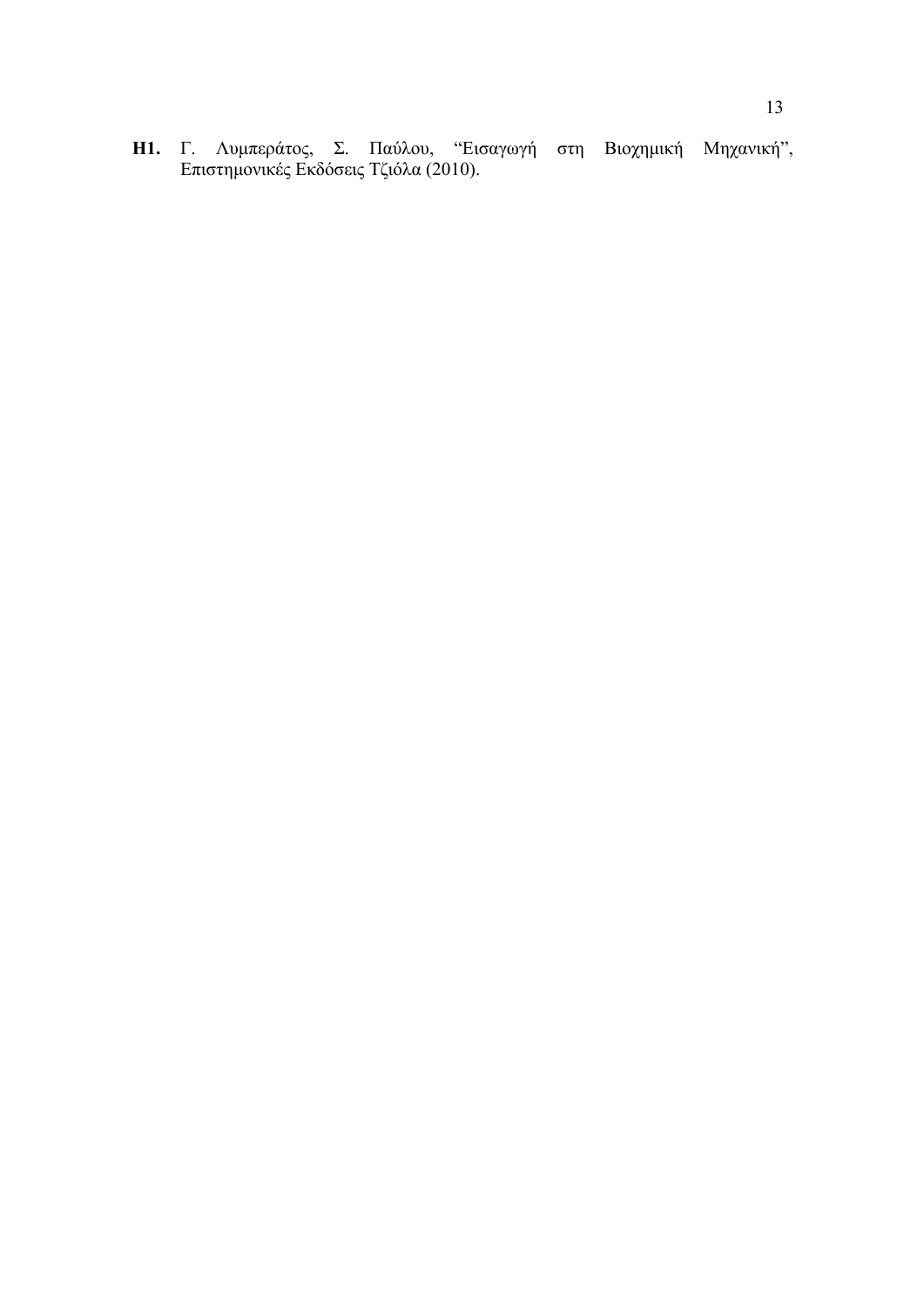**Η1.** Γ. Λυμπεράτος, Σ. Παύλου, "Εισαγωγή στη Βιοχημική Μηχανική", Επιστημονικές Εκδόσεις Τζιόλα (2010).